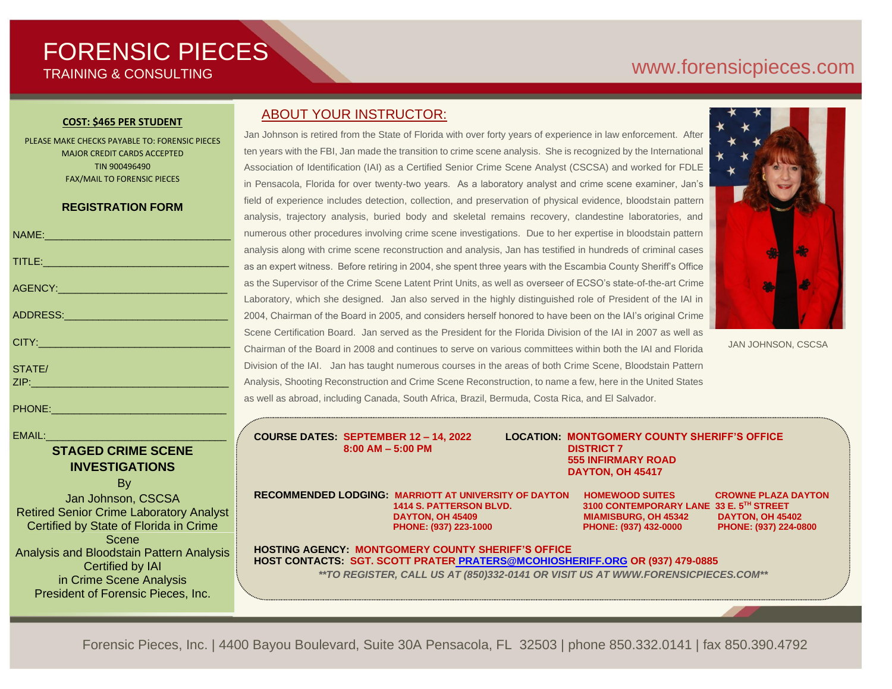# FORENSIC PIECES

TRAINING & CONSULTING

www.forensicpieces.com

**COST: $465 PER STUDENT**

PLEASE MAKE CHECKS PAYABLE TO: FORENSIC PIECES
MAJOR CREDIT CARDS ACCEPTED
TIN 900496490
FAX/MAIL TO FORENSIC PIECES

**REGISTRATION FORM**

NAME:_______________________________

TITLE:_______________________________

AGENCY:_____________________________

ADDRESS:____________________________

CITY:________________________________

STATE/
ZIP:_________________________________

PHONE:______________________________

EMAIL:_______________________________

**STAGED CRIME SCENE INVESTIGATIONS**

By
Jan Johnson, CSCSA
Retired Senior Crime Laboratory Analyst
Certified by State of Florida in Crime Scene
Analysis and Bloodstain Pattern Analysis
Certified by IAI
in Crime Scene Analysis
President of Forensic Pieces, Inc.

## ABOUT YOUR INSTRUCTOR:

Jan Johnson is retired from the State of Florida with over forty years of experience in law enforcement. After ten years with the FBI, Jan made the transition to crime scene analysis. She is recognized by the International Association of Identification (IAI) as a Certified Senior Crime Scene Analyst (CSCSA) and worked for FDLE in Pensacola, Florida for over twenty-two years. As a laboratory analyst and crime scene examiner, Jan's field of experience includes detection, collection, and preservation of physical evidence, bloodstain pattern analysis, trajectory analysis, buried body and skeletal remains recovery, clandestine laboratories, and numerous other procedures involving crime scene investigations. Due to her expertise in bloodstain pattern analysis along with crime scene reconstruction and analysis, Jan has testified in hundreds of criminal cases as an expert witness. Before retiring in 2004, she spent three years with the Escambia County Sheriff's Office as the Supervisor of the Crime Scene Latent Print Units, as well as overseer of ECSO's state-of-the-art Crime Laboratory, which she designed. Jan also served in the highly distinguished role of President of the IAI in 2004, Chairman of the Board in 2005, and considers herself honored to have been on the IAI's original Crime Scene Certification Board. Jan served as the President for the Florida Division of the IAI in 2007 as well as Chairman of the Board in 2008 and continues to serve on various committees within both the IAI and Florida Division of the IAI. Jan has taught numerous courses in the areas of both Crime Scene, Bloodstain Pattern Analysis, Shooting Reconstruction and Crime Scene Reconstruction, to name a few, here in the United States as well as abroad, including Canada, South Africa, Brazil, Bermuda, Costa Rica, and El Salvador.

JAN JOHNSON, CSCSA

**COURSE DATES:** **SEPTEMBER 12 – 14, 2022**
**8:00 AM – 5:00 PM**

**LOCATION:** **MONTGOMERY COUNTY SHERIFF'S OFFICE**
**DISTRICT 7**
**555 INFIRMARY ROAD**
**DAYTON, OH 45417**

**RECOMMENDED LODGING:**

**MARRIOTT AT UNIVERSITY OF DAYTON**
**1414 S. PATTERSON BLVD.**
**DAYTON, OH 45409**
**PHONE: (937) 223-1000**

**HOMEWOOD SUITES**
**3100 CONTEMPORARY LANE**
**MIAMISBURG, OH 45342**
**PHONE: (937) 432-0000**

**CROWNE PLAZA DAYTON**
**33 E. 5TH STREET**
**DAYTON, OH 45402**
**PHONE: (937) 224-0800**

**HOSTING AGENCY:** **MONTGOMERY COUNTY SHERIFF'S OFFICE**
**HOST CONTACTS:** **SGT. SCOTT PRATER PRATERS@MCOHIOSHERIFF.ORG OR (937) 479-0885**

***\*\*TO REGISTER, CALL US AT (850)332-0141 OR VISIT US AT WWW.FORENSICPIECES.COM\*\****

Forensic Pieces, Inc. | 4400 Bayou Boulevard, Suite 30A Pensacola, FL 32503 | phone 850.332.0141 | fax 850.390.4792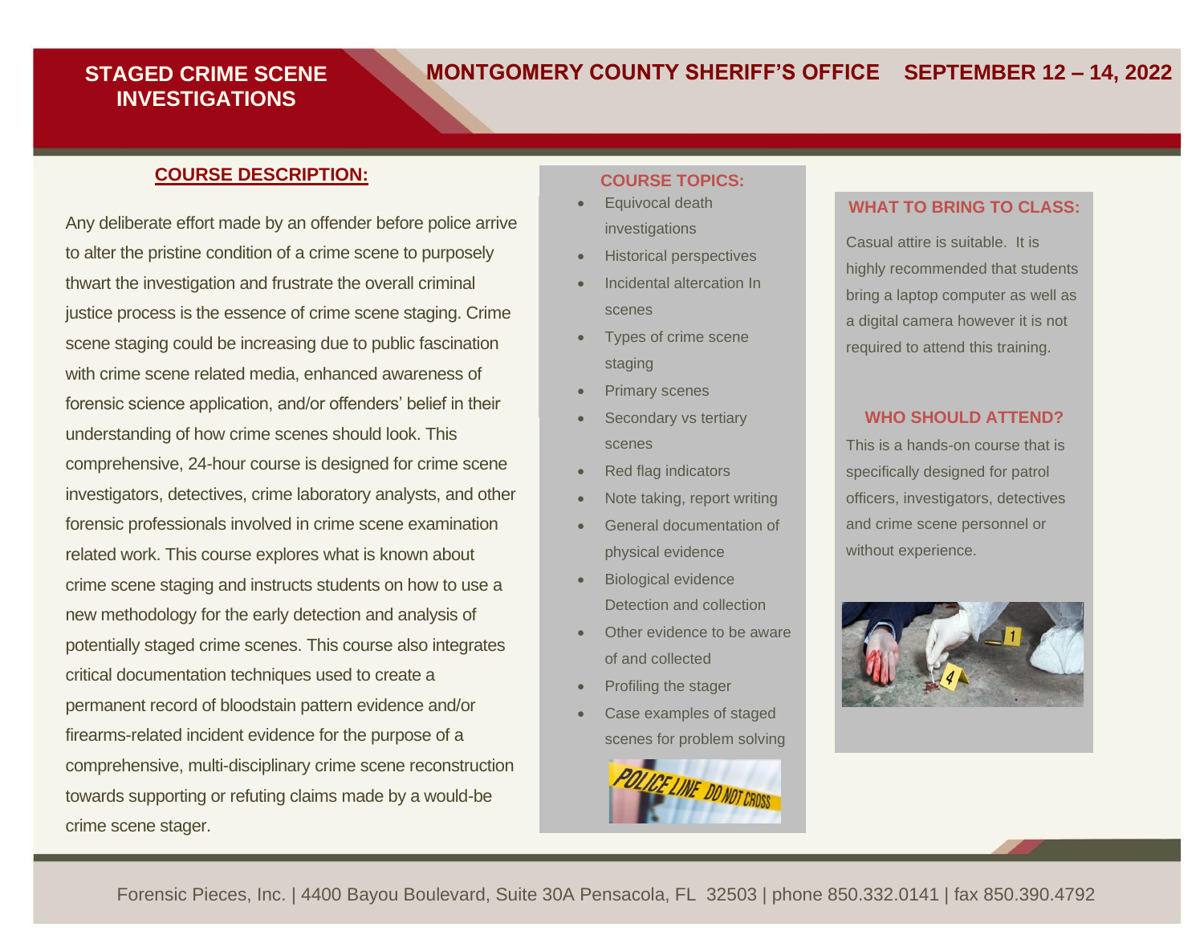# STAGED CRIME SCENE INVESTIGATIONS

**MONTGOMERY COUNTY SHERIFF'S OFFICE    SEPTEMBER 12 – 14, 2022**

## COURSE DESCRIPTION:

Any deliberate effort made by an offender before police arrive to alter the pristine condition of a crime scene to purposely thwart the investigation and frustrate the overall criminal justice process is the essence of crime scene staging. Crime scene staging could be increasing due to public fascination with crime scene related media, enhanced awareness of forensic science application, and/or offenders' belief in their understanding of how crime scenes should look. This comprehensive, 24-hour course is designed for crime scene investigators, detectives, crime laboratory analysts, and other forensic professionals involved in crime scene examination related work. This course explores what is known about crime scene staging and instructs students on how to use a new methodology for the early detection and analysis of potentially staged crime scenes. This course also integrates critical documentation techniques used to create a permanent record of bloodstain pattern evidence and/or firearms-related incident evidence for the purpose of a comprehensive, multi-disciplinary crime scene reconstruction towards supporting or refuting claims made by a would-be crime scene stager.

## COURSE TOPICS:

- Equivocal death investigations
- Historical perspectives
- Incidental altercation In scenes
- Types of crime scene staging
- Primary scenes
- Secondary vs tertiary scenes
- Red flag indicators
- Note taking, report writing
- General documentation of physical evidence
- Biological evidence Detection and collection
- Other evidence to be aware of and collected
- Profiling the stager
- Case examples of staged scenes for problem solving

## WHAT TO BRING TO CLASS:

Casual attire is suitable. It is highly recommended that students bring a laptop computer as well as a digital camera however it is not required to attend this training.

## WHO SHOULD ATTEND?

This is a hands-on course that is specifically designed for patrol officers, investigators, detectives and crime scene personnel or without experience.

Forensic Pieces, Inc. | 4400 Bayou Boulevard, Suite 30A Pensacola, FL 32503 | phone 850.332.0141 | fax 850.390.4792